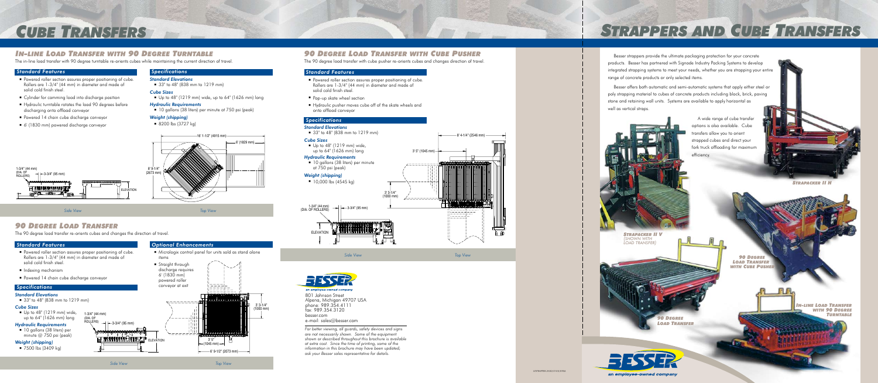# Cube Transfers

## In-line Load Transfer with 90 Degree Turntable

The in-line load transfer with 90 degree turntable re-orients cubes while maintaining the current direction of travel.

### Standard Features

- Powered roller section assures proper positioning of cube. Rollers are 1-3/4" (44 mm) in diameter and made of solid cold finish steel.
- Cylinder for camming load into discharge position
- Hydraulic turntable rotates the load 90 degrees before discharging onto offload conveyor
- Powered 14 chain cube discharge conveyor
- 6' (1830 mm) powered discharge conveyor

### Specifications

**Standard Elevations**

- 33" to 48" (838 mm to 1219 mm)

**Cube Sizes**

- Up to 48" (1219 mm) wide, up to 64" (1626 mm) long

**Hydraulic Requirements**

- 10 gallons (38 liters) per minute at 750 psi (peak)

**Weight (shipping)**

- 8200 lbs (3727 kg)

1-3/4" (44 mm) (DIA. OF ROLLERS) — 3-3/4" (95 mm) — ELEVATION

16' 1-1/2" (4915 mm) — 6' (1829 mm) — 8' 9-1/4" (2673 mm)

*Side View* *Top View*

## 90 Degree Load Transfer

The 90 degree load transfer re-orients cubes and changes the direction of travel.

### Standard Features

- Powered roller section assures proper positioning of cube. Rollers are 1-3/4" (44 mm) in diameter and made of solid cold finish steel.
- Indexing mechanism
- Powered 14 chain cube discharge conveyor

### Specifications

**Standard Elevations**

- 33" to 48" (838 mm to 1219 mm)

**Cube Sizes**

- Up to 48" (1219 mm) wide, up to 64" (1626 mm) long

**Hydraulic Requirements**

- 10 gallons (38 liters) per minute @ 750 psi (peak)

**Weight (shipping)**

- 7500 lbs (3409 kg)

### Optional Enhancements

- Micrologix control panel for units sold as stand alone items
- Straight through discharge requires 6' (1830 mm) powered roller conveyor at exit

1-3/4" (44 mm) (DIA. OF ROLLERS) — 3-3/4" (95 mm) — ELEVATION

3' 3-1/4" (1000 mm) — 3' 5" (1045 mm) — 6' 9-1/2" (2073 mm)

*Side View* *Top View*

## 90 Degree Load Transfer with Cube Pusher

The 90 degree load transfer with cube pusher re-orients cubes and changes direction of travel.

### Standard Features

- Powered roller section assures proper positioning of cube. Rollers are 1-3/4" (44 mm) in diameter and made of solid cold finish steel.
- Pop-up skate wheel section
- Hydraulic pusher moves cube off of the skate wheels and onto offload conveyor

### Specifications

**Standard Elevations**

- 33" to 48" (838 mm to 1219 mm)

**Cube Sizes**

- Up to 48" (1219 mm) wide, up to 64" (1626 mm) long

**Hydraulic Requirements**

- 10 gallons (38 liters) per minute at 750 psi (peak)

**Weight (shipping)**

- 10,000 lbs (4545 kg)

8' 4-1/4" (2546 mm) — 3' 5" (1045 mm) — 3' 3-1/4" (1000 mm)

1-3/4" (44 mm) (DIA. OF ROLLERS) — 3-3/4" (95 mm) — ELEVATION

*Side View* *Top View*

BESSER
an employee-owned company

801 Johnson Street
Alpena, Michigan 49707 USA
phone: 989.354.4111
fax: 989.354.3120
besser.com
e-mail: sales@besser.com

*For better viewing, all guards, safety devices and signs are not necessarily shown. Some of the equipment shown or described throughout this brochure is available at extra cost. Since the time of printing, some of the information in this brochure may have been updated; ask your Besser sales representative for details.*

# Strappers and Cube Transfers

Besser strappers provide the ultimate packaging protection for your concrete products. Besser has partnered with Signode Industry Packing Systems to develop integrated strapping systems to meet your needs, whether you are strapping your entire range of concrete products or only selected items.

Besser offers both automatic and semi-automatic systems that apply either steel or poly strapping material to cubes of concrete products including block, brick, paving stone and retaining wall units. Systems are available to apply horizontal as well as vertical straps.

A wide range of cube transfer options is also available. Cube transfers allow you to orient strapped cubes and direct your fork truck offloading for maximum efficiency.

*Strapacker II H*

*Strapacker II V (shown with load transfer)*

*90 Degree Load Transfer with Cube Pusher*

*In-line Load Transfer with 90 Degree Turntable*

*90 Degree Load Transfer*

BESSER
an employee-owned company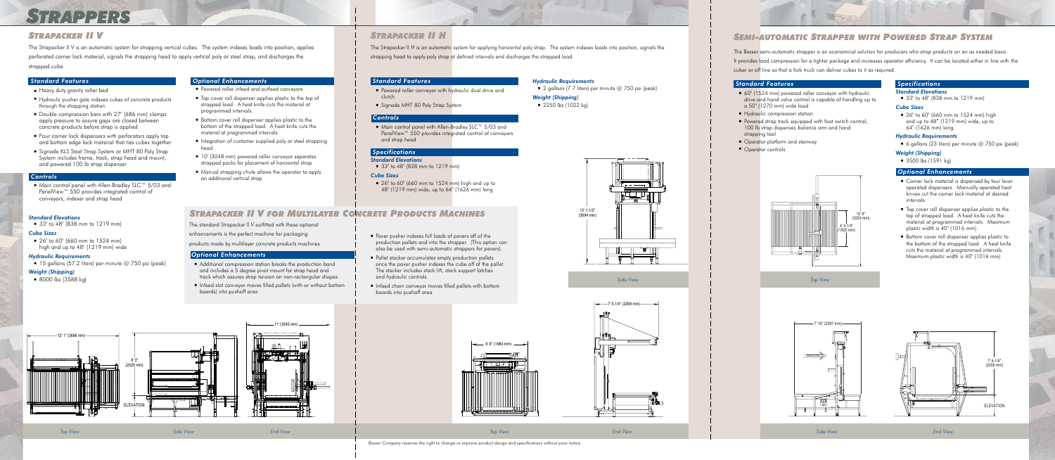# STRAPPERS

## STRAPACKER II V

The Strapacker II V is an automatic system for strapping vertical cubes. The system indexes loads into position, applies perforated corner lock material, signals the strapping head to apply vertical poly or steel strap, and discharges the strapped cube.

### Standard Features

- Heavy duty gravity roller bed
- Hydraulic pusher gate indexes cubes of concrete products through the strapping station
- Double compression bars with 27" (686 mm) clamps apply pressure to assure gaps are closed between concrete products before strap is applied
- Four corner lock dispensers with perforators apply top and bottom edge lock material that ties cubes together
- Signode KLS Steel Strap System or MHT 80 Poly Strap System includes frame, track, strap head and mount, and powered 100 lb strap dispenser

### Controls

- Main control panel with Allen-Bradley SLC™ 5/03 and PanelView™ 550 provides integrated control of conveyors, indexer and strap head

### Optional Enhancements

- Powered roller infeed and outfeed conveyors
- Top cover roll dispenser applies plastic to the top of strapped load. A heat knife cuts the material at programmed intervals.
- Bottom cover roll dispenser applies plastic to the bottom of the strapped load. A heat knife cuts the material at programmed intervals.
- Integration of customer supplied poly or steel strapping head
- 10' (3048 mm) powered roller conveyor separates strapped packs for placement of horizontal strap
- Manual strapping chute allows the operator to apply an additional vertical strap

#### Standard Elevations

- 33" to 48" (838 mm to 1219 mm)

#### Cube Sizes

- 26" to 60" (660 mm to 1524 mm) high and up to 48" (1219 mm) wide

#### Hydraulic Requirements

- 15 gallons (57.2 liters) per minute @ 750 psi (peak)

#### Weight (Shipping)

- 8000 lbs (3588 kg)

12' 1" (3686 mm)

8' 3" (2520 mm)

ELEVATION

11' (3345 mm)

Top View

Side View

End View

## STRAPACKER II H

The Strapacker II H is an automatic system for applying horizontal poly strap. The system indexes loads into position, signals the strapping head to apply poly strap at defined intervals and discharges the strapped load.

### Standard Features

- Powered roller conveyor with hydraulic dual drive and clutch
- Signode MHT 80 Poly Strap System

### Controls

- Main control panel with Allen-Bradley SLC™ 5/03 and PanelView™ 550 provides integrated control of conveyors and strap head

### Specifications

#### Standard Elevations

- 33" to 48" (838 mm to 1219 mm)

#### Cube Sizes

- 26" to 60" (660 mm to 1524 mm) high and up to 48" (1219 mm) wide, up to 64" (1626 mm) long

#### Hydraulic Requirements

- 2 gallons (7.7 liters) per minute @ 750 psi (peak)

#### Weight (Shipping)

- 2250 lbs (1022 kg)

12' 1-1/2" (3694 mm)

Side View

6' 6" (1984 mm)

7' 5-1/4" (2268 mm)

Top View

End View

## STRAPACKER II V FOR MULTILAYER CONCRETE PRODUCTS MACHINES

The standard Strapacker II V outfitted with these optional enhancements is the perfect machine for packaging products made by multilayer concrete products machines.

### Optional Enhancements

- Additional compression station breaks the production band and includes a 5 degree pivot mount for strap head and track which assures strap tension on non-rectangular shapes
- Infeed slat conveyor moves filled pallets (with or without bottom boards) into pushoff area
- Paver pusher indexes full loads of pavers off of the production pallets and into the strapper. (This option can also be used with semi-automatic strappers for pavers).
- Pallet stacker accumulates empty production pallets once the paver pusher indexes the cube off of the pallet. The stacker includes stack lift, stack support latches and hydraulic controls.
- Infeed chain conveyor moves filled pallets with bottom boards into pushoff area

## SEMI-AUTOMATIC STRAPPER WITH POWERED STRAP SYSTEM

The Besser semi-automatic strapper is an economical solution for producers who strap products on an as needed basis. It provides load compression for a tighter package and increases operator efficiency. It can be located either in line with the cuber or off line so that a fork truck can deliver cubes to it as required.

### Standard Features

- 60" (1524 mm) powered roller conveyor with hydraulic drive and hand valve control is capable of handling up to a 50" (1270 mm) wide load
- Hydraulic compression station
- Powered strap track equipped with foot switch control, 100 lb strap dispenser, balance arm and hand strapping tool
- Operator platform and stairway
- Operator controls

### Specifications

#### Standard Elevations

- 33" to 48" (838 mm to 1219 mm)

#### Cube Sizes

- 26" to 60" (660 mm to 1524 mm) high and up to 48" (1219 mm) wide, up to 64" (1626 mm) long

#### Hydraulic Requirements

- 6 gallons (23 liters) per minute @ 750 psi (peak)

#### Weight (Shipping)

- 3500 lbs (1591 kg)

### Optional Enhancements

- Corner lock material is dispensed by four lever operated dispensers. Manually operated heat knives cut the corner lock material at desired intervals.
- Top cover roll dispenser applies plastic to the top of strapped load. A heat knife cuts the material at programmed intervals. Maximum plastic width is 40" (1016 mm).
- Bottom cover roll dispenser applies plastic to the bottom of the strapped load. A heat knife cuts the material at programmed intervals. Maximum plastic width is 40" (1016 mm).

10' 8" (3250 mm)

4' 3-1/4" (1305 mm)

Top View

7' 10" (2387 mm)

7' 6-1/4" (2290 mm)

ELEVATION

Side View

End View

Besser Company reserves the right to change or improve product design and specifications without prior notice.